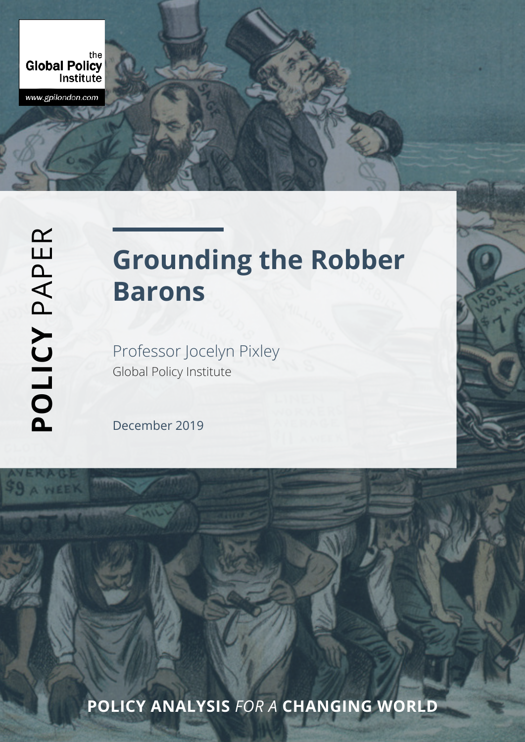the
Global Policy
Institute

www.gpilondon.com

**POLICY** PAPER

# Grounding the Robber Barons

Professor Jocelyn Pixley

Global Policy Institute

December 2019

**POLICY ANALYSIS** *FOR A* **CHANGING WORLD**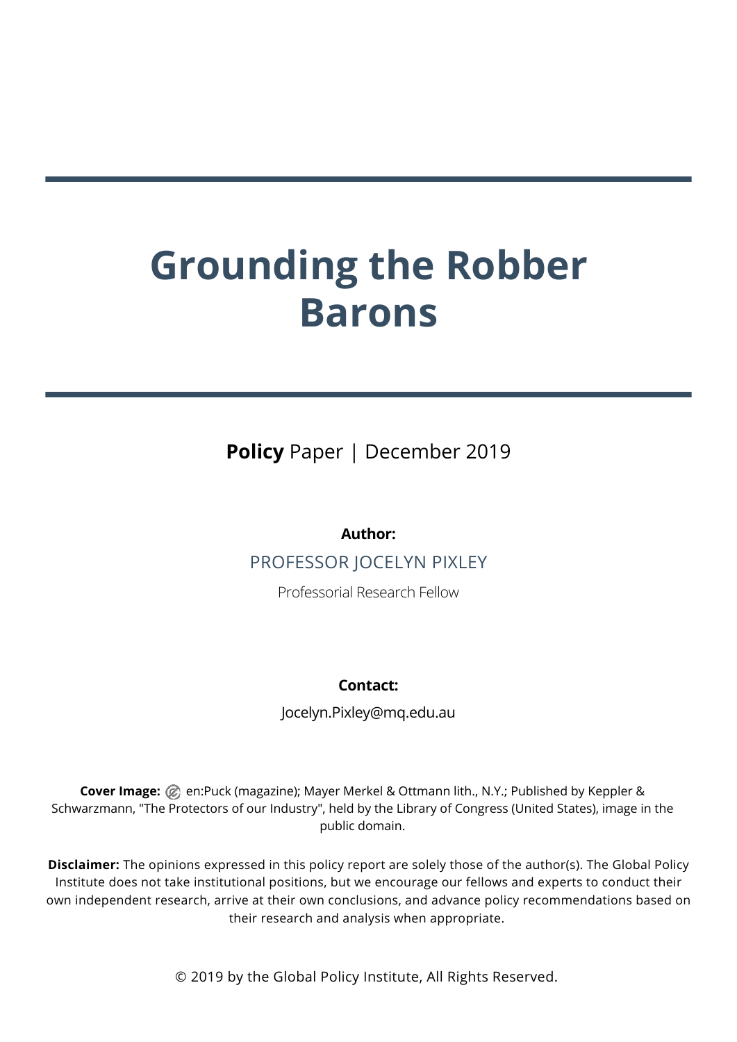# Grounding the Robber Barons

**Policy** Paper | December 2019

**Author:**

PROFESSOR JOCELYN PIXLEY

Professorial Research Fellow

**Contact:**

Jocelyn.Pixley@mq.edu.au

**Cover Image:** en:Puck (magazine); Mayer Merkel & Ottmann lith., N.Y.; Published by Keppler & Schwarzmann, "The Protectors of our Industry", held by the Library of Congress (United States), image in the public domain.

**Disclaimer:** The opinions expressed in this policy report are solely those of the author(s). The Global Policy Institute does not take institutional positions, but we encourage our fellows and experts to conduct their own independent research, arrive at their own conclusions, and advance policy recommendations based on their research and analysis when appropriate.

© 2019 by the Global Policy Institute, All Rights Reserved.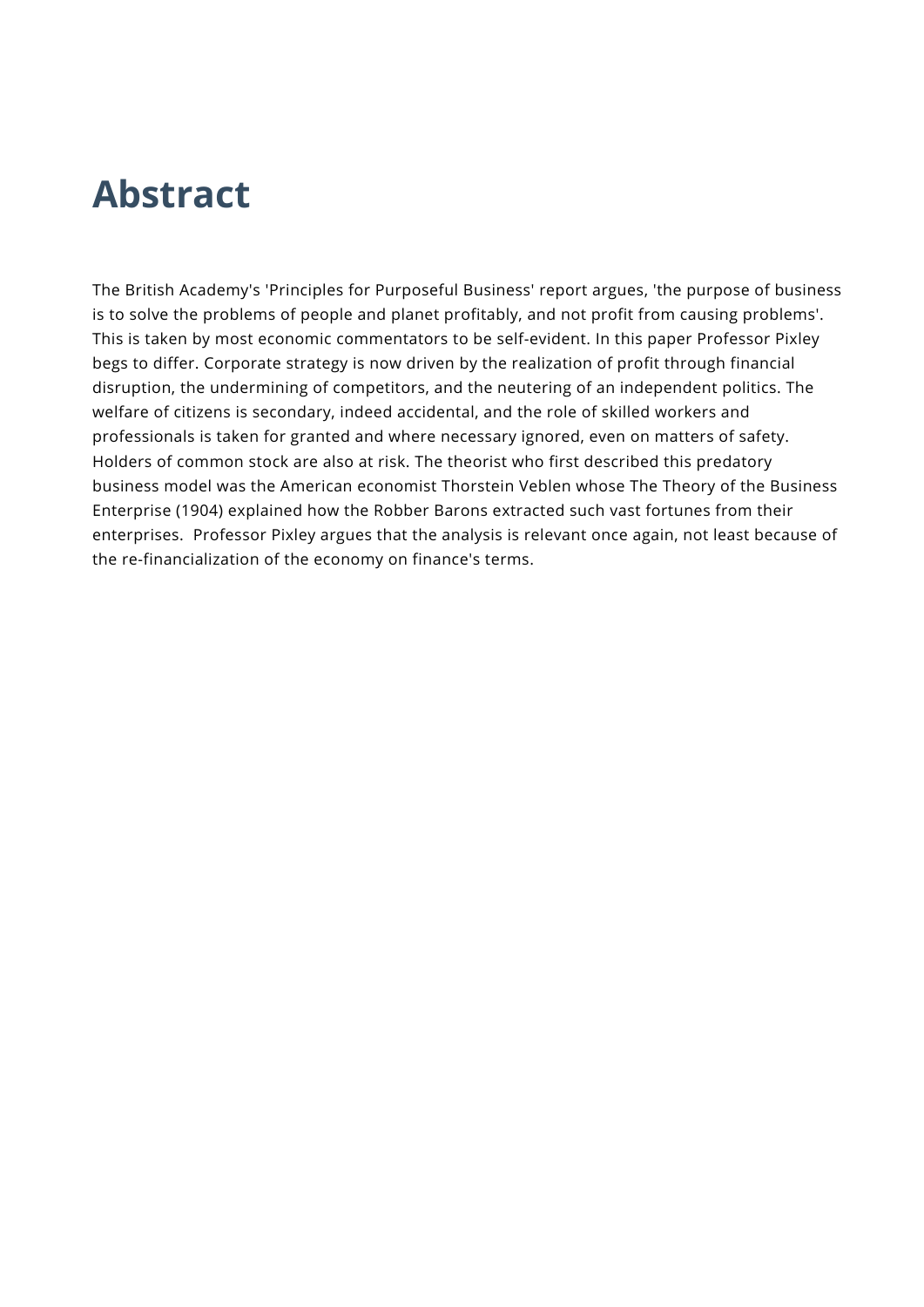# Abstract

The British Academy's 'Principles for Purposeful Business' report argues, 'the purpose of business is to solve the problems of people and planet profitably, and not profit from causing problems'. This is taken by most economic commentators to be self-evident. In this paper Professor Pixley begs to differ. Corporate strategy is now driven by the realization of profit through financial disruption, the undermining of competitors, and the neutering of an independent politics. The welfare of citizens is secondary, indeed accidental, and the role of skilled workers and professionals is taken for granted and where necessary ignored, even on matters of safety. Holders of common stock are also at risk. The theorist who first described this predatory business model was the American economist Thorstein Veblen whose The Theory of the Business Enterprise (1904) explained how the Robber Barons extracted such vast fortunes from their enterprises. Professor Pixley argues that the analysis is relevant once again, not least because of the re-financialization of the economy on finance's terms.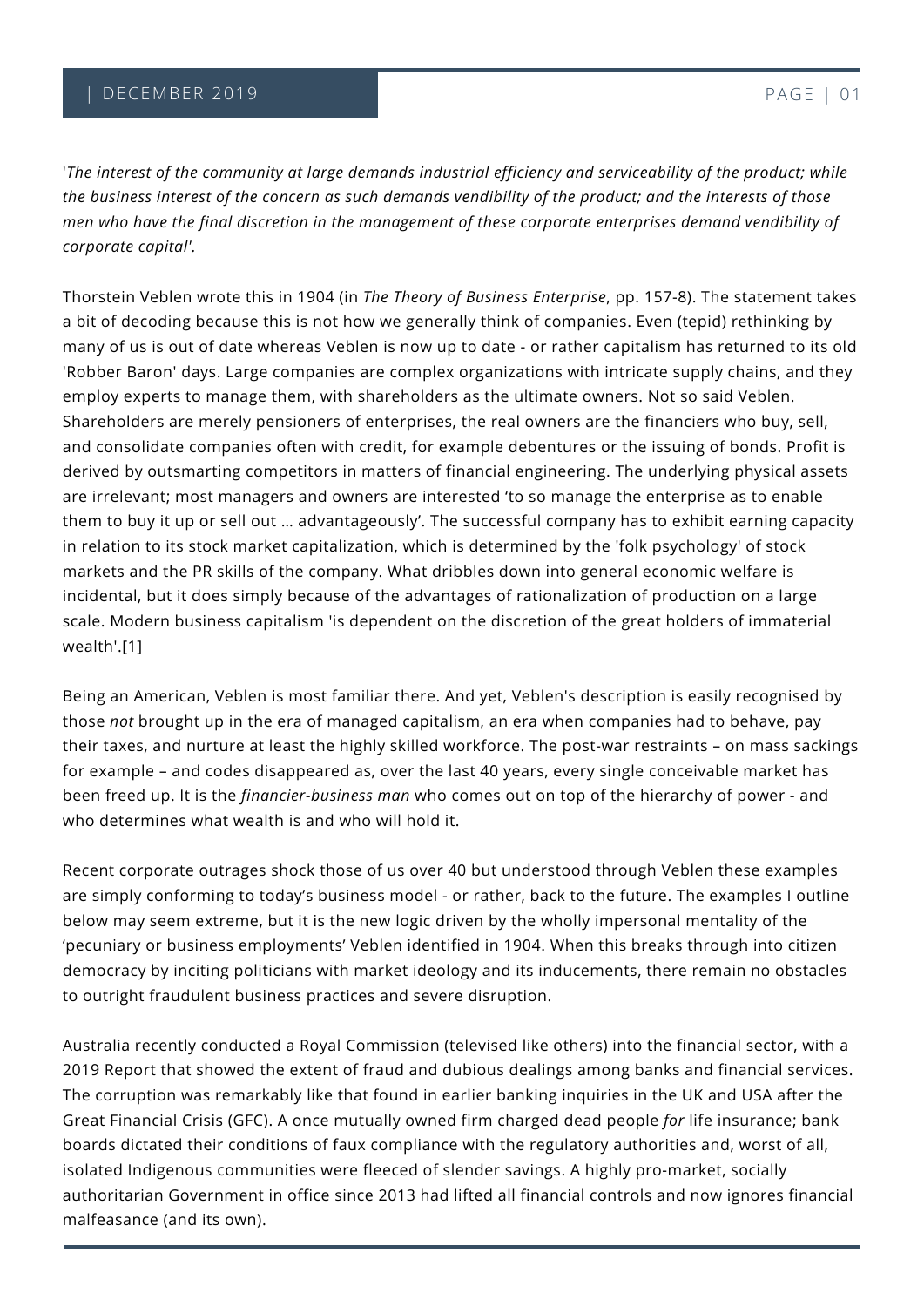'*The interest of the community at large demands industrial efficiency and serviceability of the product; while the business interest of the concern as such demands vendibility of the product; and the interests of those men who have the final discretion in the management of these corporate enterprises demand vendibility of corporate capital'.*

Thorstein Veblen wrote this in 1904 (in *The Theory of Business Enterprise*, pp. 157-8). The statement takes a bit of decoding because this is not how we generally think of companies. Even (tepid) rethinking by many of us is out of date whereas Veblen is now up to date - or rather capitalism has returned to its old 'Robber Baron' days. Large companies are complex organizations with intricate supply chains, and they employ experts to manage them, with shareholders as the ultimate owners. Not so said Veblen. Shareholders are merely pensioners of enterprises, the real owners are the financiers who buy, sell, and consolidate companies often with credit, for example debentures or the issuing of bonds. Profit is derived by outsmarting competitors in matters of financial engineering. The underlying physical assets are irrelevant; most managers and owners are interested 'to so manage the enterprise as to enable them to buy it up or sell out … advantageously'. The successful company has to exhibit earning capacity in relation to its stock market capitalization, which is determined by the 'folk psychology' of stock markets and the PR skills of the company. What dribbles down into general economic welfare is incidental, but it does simply because of the advantages of rationalization of production on a large scale. Modern business capitalism 'is dependent on the discretion of the great holders of immaterial wealth'.[1]

Being an American, Veblen is most familiar there. And yet, Veblen's description is easily recognised by those *not* brought up in the era of managed capitalism, an era when companies had to behave, pay their taxes, and nurture at least the highly skilled workforce. The post-war restraints – on mass sackings for example – and codes disappeared as, over the last 40 years, every single conceivable market has been freed up. It is the *financier-business man* who comes out on top of the hierarchy of power - and who determines what wealth is and who will hold it.

Recent corporate outrages shock those of us over 40 but understood through Veblen these examples are simply conforming to today's business model - or rather, back to the future. The examples I outline below may seem extreme, but it is the new logic driven by the wholly impersonal mentality of the 'pecuniary or business employments' Veblen identified in 1904. When this breaks through into citizen democracy by inciting politicians with market ideology and its inducements, there remain no obstacles to outright fraudulent business practices and severe disruption.

Australia recently conducted a Royal Commission (televised like others) into the financial sector, with a 2019 Report that showed the extent of fraud and dubious dealings among banks and financial services. The corruption was remarkably like that found in earlier banking inquiries in the UK and USA after the Great Financial Crisis (GFC). A once mutually owned firm charged dead people *for* life insurance; bank boards dictated their conditions of faux compliance with the regulatory authorities and, worst of all, isolated Indigenous communities were fleeced of slender savings. A highly pro-market, socially authoritarian Government in office since 2013 had lifted all financial controls and now ignores financial malfeasance (and its own).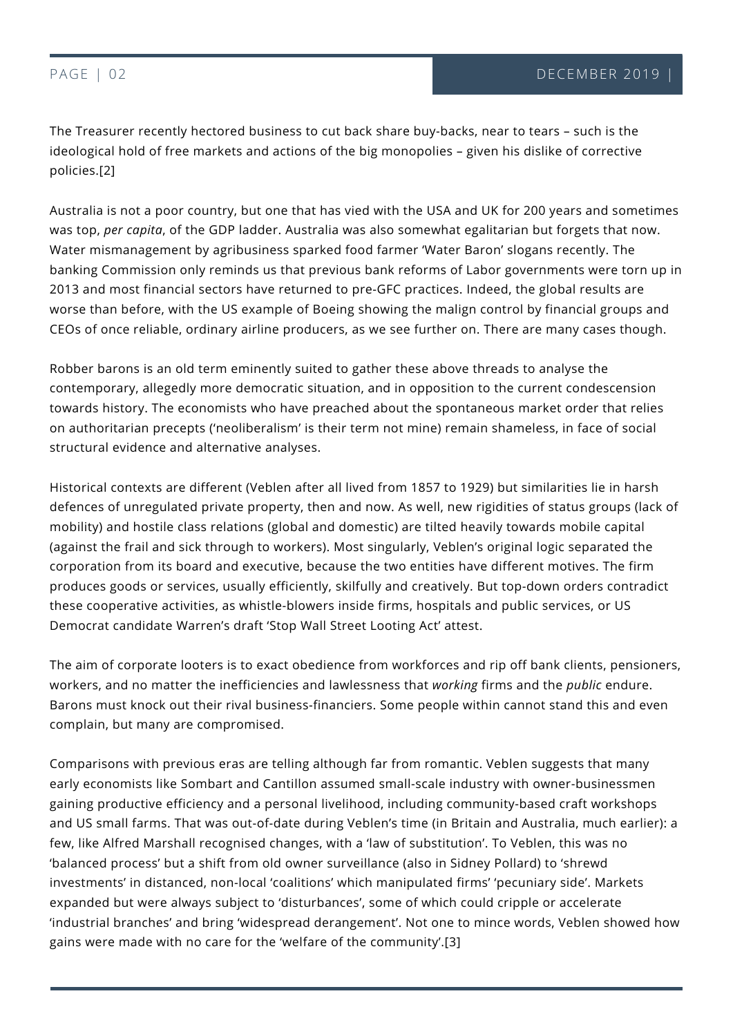The Treasurer recently hectored business to cut back share buy-backs, near to tears – such is the ideological hold of free markets and actions of the big monopolies – given his dislike of corrective policies.[2]

Australia is not a poor country, but one that has vied with the USA and UK for 200 years and sometimes was top, *per capita*, of the GDP ladder. Australia was also somewhat egalitarian but forgets that now. Water mismanagement by agribusiness sparked food farmer 'Water Baron' slogans recently. The banking Commission only reminds us that previous bank reforms of Labor governments were torn up in 2013 and most financial sectors have returned to pre-GFC practices. Indeed, the global results are worse than before, with the US example of Boeing showing the malign control by financial groups and CEOs of once reliable, ordinary airline producers, as we see further on. There are many cases though.

Robber barons is an old term eminently suited to gather these above threads to analyse the contemporary, allegedly more democratic situation, and in opposition to the current condescension towards history. The economists who have preached about the spontaneous market order that relies on authoritarian precepts ('neoliberalism' is their term not mine) remain shameless, in face of social structural evidence and alternative analyses.

Historical contexts are different (Veblen after all lived from 1857 to 1929) but similarities lie in harsh defences of unregulated private property, then and now. As well, new rigidities of status groups (lack of mobility) and hostile class relations (global and domestic) are tilted heavily towards mobile capital (against the frail and sick through to workers). Most singularly, Veblen's original logic separated the corporation from its board and executive, because the two entities have different motives. The firm produces goods or services, usually efficiently, skilfully and creatively. But top-down orders contradict these cooperative activities, as whistle-blowers inside firms, hospitals and public services, or US Democrat candidate Warren's draft 'Stop Wall Street Looting Act' attest.

The aim of corporate looters is to exact obedience from workforces and rip off bank clients, pensioners, workers, and no matter the inefficiencies and lawlessness that *working* firms and the *public* endure. Barons must knock out their rival business-financiers. Some people within cannot stand this and even complain, but many are compromised.

Comparisons with previous eras are telling although far from romantic. Veblen suggests that many early economists like Sombart and Cantillon assumed small-scale industry with owner-businessmen gaining productive efficiency and a personal livelihood, including community-based craft workshops and US small farms. That was out-of-date during Veblen's time (in Britain and Australia, much earlier): a few, like Alfred Marshall recognised changes, with a 'law of substitution'. To Veblen, this was no 'balanced process' but a shift from old owner surveillance (also in Sidney Pollard) to 'shrewd investments' in distanced, non-local 'coalitions' which manipulated firms' 'pecuniary side'. Markets expanded but were always subject to 'disturbances', some of which could cripple or accelerate 'industrial branches' and bring 'widespread derangement'. Not one to mince words, Veblen showed how gains were made with no care for the 'welfare of the community'.[3]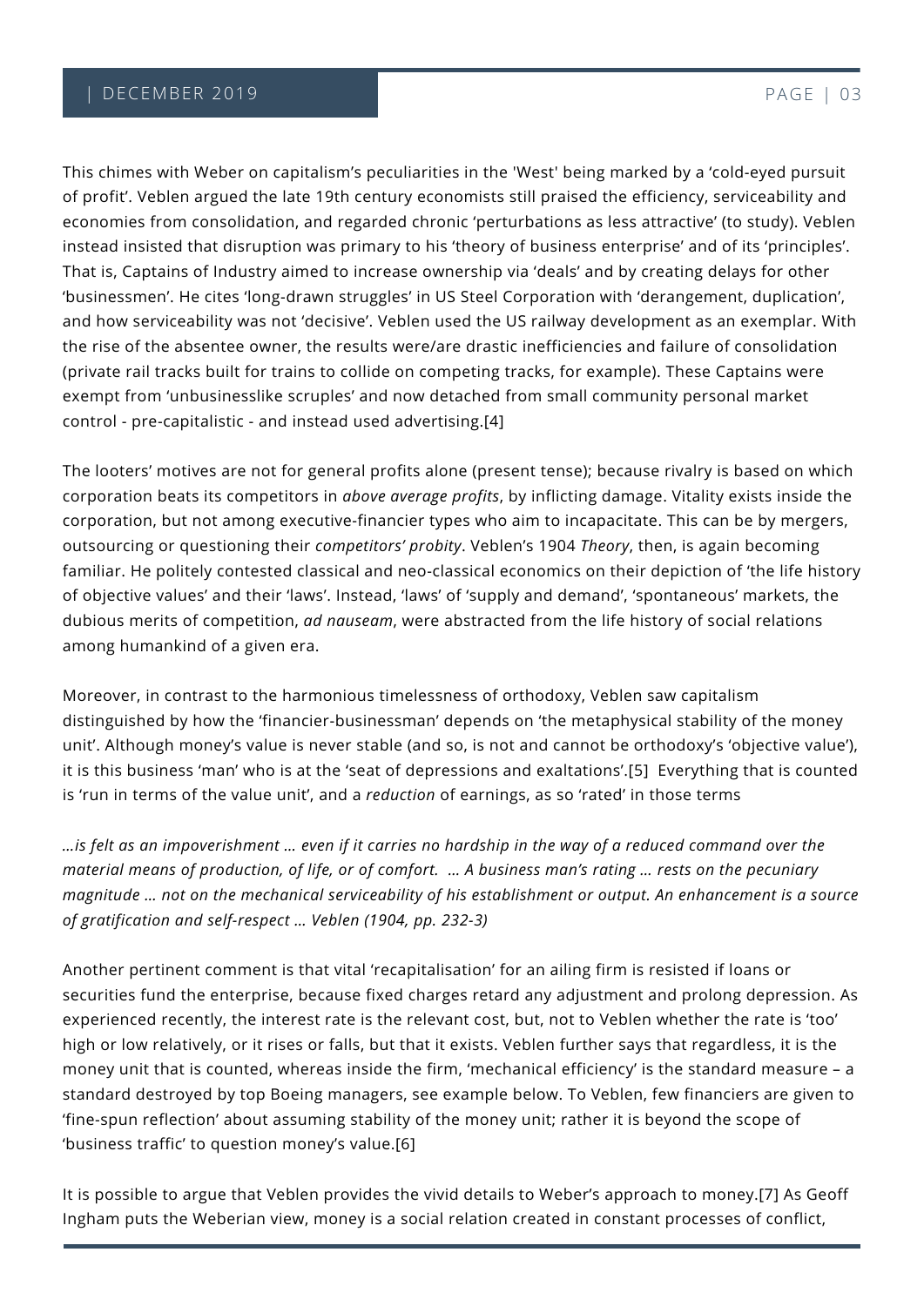This chimes with Weber on capitalism's peculiarities in the 'West' being marked by a 'cold-eyed pursuit of profit'. Veblen argued the late 19th century economists still praised the efficiency, serviceability and economies from consolidation, and regarded chronic 'perturbations as less attractive' (to study). Veblen instead insisted that disruption was primary to his 'theory of business enterprise' and of its 'principles'. That is, Captains of Industry aimed to increase ownership via 'deals' and by creating delays for other 'businessmen'. He cites 'long-drawn struggles' in US Steel Corporation with 'derangement, duplication', and how serviceability was not 'decisive'. Veblen used the US railway development as an exemplar. With the rise of the absentee owner, the results were/are drastic inefficiencies and failure of consolidation (private rail tracks built for trains to collide on competing tracks, for example). These Captains were exempt from 'unbusinesslike scruples' and now detached from small community personal market control - pre-capitalistic - and instead used advertising.[4]

The looters' motives are not for general profits alone (present tense); because rivalry is based on which corporation beats its competitors in *above average profits*, by inflicting damage. Vitality exists inside the corporation, but not among executive-financier types who aim to incapacitate. This can be by mergers, outsourcing or questioning their *competitors' probity*. Veblen's 1904 *Theory*, then, is again becoming familiar. He politely contested classical and neo-classical economics on their depiction of 'the life history of objective values' and their 'laws'. Instead, 'laws' of 'supply and demand', 'spontaneous' markets, the dubious merits of competition, *ad nauseam*, were abstracted from the life history of social relations among humankind of a given era.

Moreover, in contrast to the harmonious timelessness of orthodoxy, Veblen saw capitalism distinguished by how the 'financier-businessman' depends on 'the metaphysical stability of the money unit'. Although money's value is never stable (and so, is not and cannot be orthodoxy's 'objective value'), it is this business 'man' who is at the 'seat of depressions and exaltations'.[5] Everything that is counted is 'run in terms of the value unit', and a *reduction* of earnings, as so 'rated' in those terms

*…is felt as an impoverishment … even if it carries no hardship in the way of a reduced command over the material means of production, of life, or of comfort. … A business man's rating … rests on the pecuniary magnitude … not on the mechanical serviceability of his establishment or output. An enhancement is a source of gratification and self-respect … Veblen (1904, pp. 232-3)*

Another pertinent comment is that vital 'recapitalisation' for an ailing firm is resisted if loans or securities fund the enterprise, because fixed charges retard any adjustment and prolong depression. As experienced recently, the interest rate is the relevant cost, but, not to Veblen whether the rate is 'too' high or low relatively, or it rises or falls, but that it exists. Veblen further says that regardless, it is the money unit that is counted, whereas inside the firm, 'mechanical efficiency' is the standard measure – a standard destroyed by top Boeing managers, see example below. To Veblen, few financiers are given to 'fine-spun reflection' about assuming stability of the money unit; rather it is beyond the scope of 'business traffic' to question money's value.[6]

It is possible to argue that Veblen provides the vivid details to Weber's approach to money.[7] As Geoff Ingham puts the Weberian view, money is a social relation created in constant processes of conflict,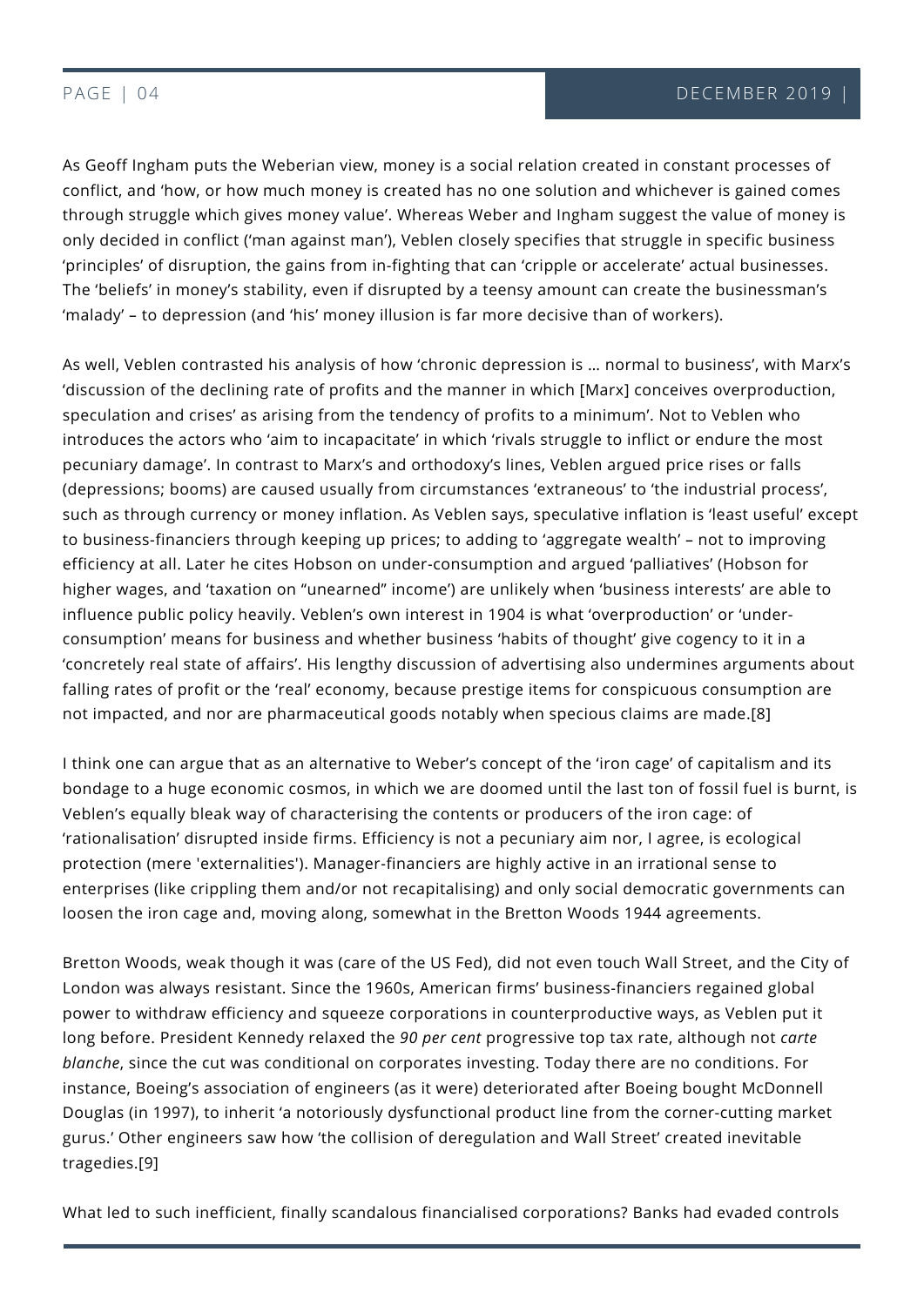As Geoff Ingham puts the Weberian view, money is a social relation created in constant processes of conflict, and 'how, or how much money is created has no one solution and whichever is gained comes through struggle which gives money value'. Whereas Weber and Ingham suggest the value of money is only decided in conflict ('man against man'), Veblen closely specifies that struggle in specific business 'principles' of disruption, the gains from in-fighting that can 'cripple or accelerate' actual businesses. The 'beliefs' in money's stability, even if disrupted by a teensy amount can create the businessman's 'malady' – to depression (and 'his' money illusion is far more decisive than of workers).

As well, Veblen contrasted his analysis of how 'chronic depression is … normal to business', with Marx's 'discussion of the declining rate of profits and the manner in which [Marx] conceives overproduction, speculation and crises' as arising from the tendency of profits to a minimum'. Not to Veblen who introduces the actors who 'aim to incapacitate' in which 'rivals struggle to inflict or endure the most pecuniary damage'. In contrast to Marx's and orthodoxy's lines, Veblen argued price rises or falls (depressions; booms) are caused usually from circumstances 'extraneous' to 'the industrial process', such as through currency or money inflation. As Veblen says, speculative inflation is 'least useful' except to business-financiers through keeping up prices; to adding to 'aggregate wealth' – not to improving efficiency at all. Later he cites Hobson on under-consumption and argued 'palliatives' (Hobson for higher wages, and 'taxation on "unearned" income') are unlikely when 'business interests' are able to influence public policy heavily. Veblen's own interest in 1904 is what 'overproduction' or 'under-consumption' means for business and whether business 'habits of thought' give cogency to it in a 'concretely real state of affairs'. His lengthy discussion of advertising also undermines arguments about falling rates of profit or the 'real' economy, because prestige items for conspicuous consumption are not impacted, and nor are pharmaceutical goods notably when specious claims are made.[8]

I think one can argue that as an alternative to Weber's concept of the 'iron cage' of capitalism and its bondage to a huge economic cosmos, in which we are doomed until the last ton of fossil fuel is burnt, is Veblen's equally bleak way of characterising the contents or producers of the iron cage: of 'rationalisation' disrupted inside firms. Efficiency is not a pecuniary aim nor, I agree, is ecological protection (mere 'externalities'). Manager-financiers are highly active in an irrational sense to enterprises (like crippling them and/or not recapitalising) and only social democratic governments can loosen the iron cage and, moving along, somewhat in the Bretton Woods 1944 agreements.

Bretton Woods, weak though it was (care of the US Fed), did not even touch Wall Street, and the City of London was always resistant. Since the 1960s, American firms' business-financiers regained global power to withdraw efficiency and squeeze corporations in counterproductive ways, as Veblen put it long before. President Kennedy relaxed the *90 per cent* progressive top tax rate, although not *carte blanche*, since the cut was conditional on corporates investing. Today there are no conditions. For instance, Boeing's association of engineers (as it were) deteriorated after Boeing bought McDonnell Douglas (in 1997), to inherit 'a notoriously dysfunctional product line from the corner-cutting market gurus.' Other engineers saw how 'the collision of deregulation and Wall Street' created inevitable tragedies.[9]

What led to such inefficient, finally scandalous financialised corporations? Banks had evaded controls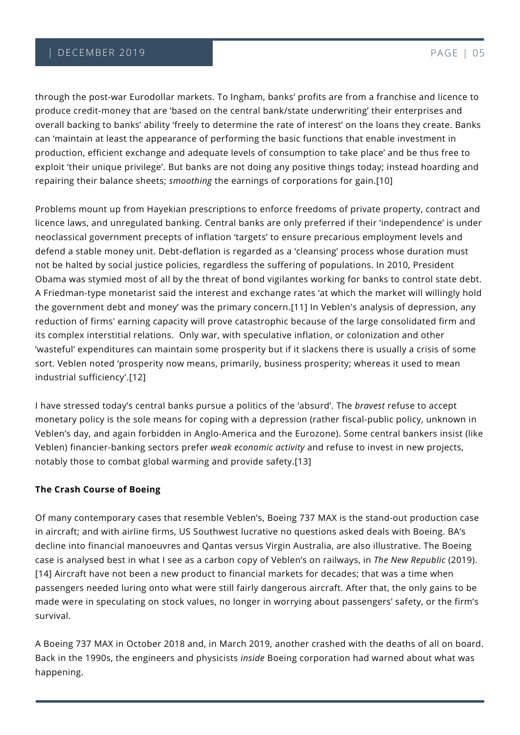through the post-war Eurodollar markets. To Ingham, banks' profits are from a franchise and licence to produce credit-money that are 'based on the central bank/state underwriting' their enterprises and overall backing to banks' ability 'freely to determine the rate of interest' on the loans they create. Banks can 'maintain at least the appearance of performing the basic functions that enable investment in production, efficient exchange and adequate levels of consumption to take place' and be thus free to exploit 'their unique privilege'. But banks are not doing any positive things today; instead hoarding and repairing their balance sheets; *smoothing* the earnings of corporations for gain.[10]

Problems mount up from Hayekian prescriptions to enforce freedoms of private property, contract and licence laws, and unregulated banking. Central banks are only preferred if their 'independence' is under neoclassical government precepts of inflation 'targets' to ensure precarious employment levels and defend a stable money unit. Debt-deflation is regarded as a 'cleansing' process whose duration must not be halted by social justice policies, regardless the suffering of populations. In 2010, President Obama was stymied most of all by the threat of bond vigilantes working for banks to control state debt. A Friedman-type monetarist said the interest and exchange rates 'at which the market will willingly hold the government debt and money' was the primary concern.[11] In Veblen's analysis of depression, any reduction of firms' earning capacity will prove catastrophic because of the large consolidated firm and its complex interstitial relations. Only war, with speculative inflation, or colonization and other 'wasteful' expenditures can maintain some prosperity but if it slackens there is usually a crisis of some sort. Veblen noted 'prosperity now means, primarily, business prosperity; whereas it used to mean industrial sufficiency'.[12]

I have stressed today's central banks pursue a politics of the 'absurd'. The *bravest* refuse to accept monetary policy is the sole means for coping with a depression (rather fiscal-public policy, unknown in Veblen's day, and again forbidden in Anglo-America and the Eurozone). Some central bankers insist (like Veblen) financier-banking sectors prefer *weak economic activity* and refuse to invest in new projects, notably those to combat global warming and provide safety.[13]

**The Crash Course of Boeing**

Of many contemporary cases that resemble Veblen's, Boeing 737 MAX is the stand-out production case in aircraft; and with airline firms, US Southwest lucrative no questions asked deals with Boeing. BA's decline into financial manoeuvres and Qantas versus Virgin Australia, are also illustrative. The Boeing case is analysed best in what I see as a carbon copy of Veblen's on railways, in *The New Republic* (2019).[14] Aircraft have not been a new product to financial markets for decades; that was a time when passengers needed luring onto what were still fairly dangerous aircraft. After that, the only gains to be made were in speculating on stock values, no longer in worrying about passengers' safety, or the firm's survival.

A Boeing 737 MAX in October 2018 and, in March 2019, another crashed with the deaths of all on board. Back in the 1990s, the engineers and physicists *inside* Boeing corporation had warned about what was happening.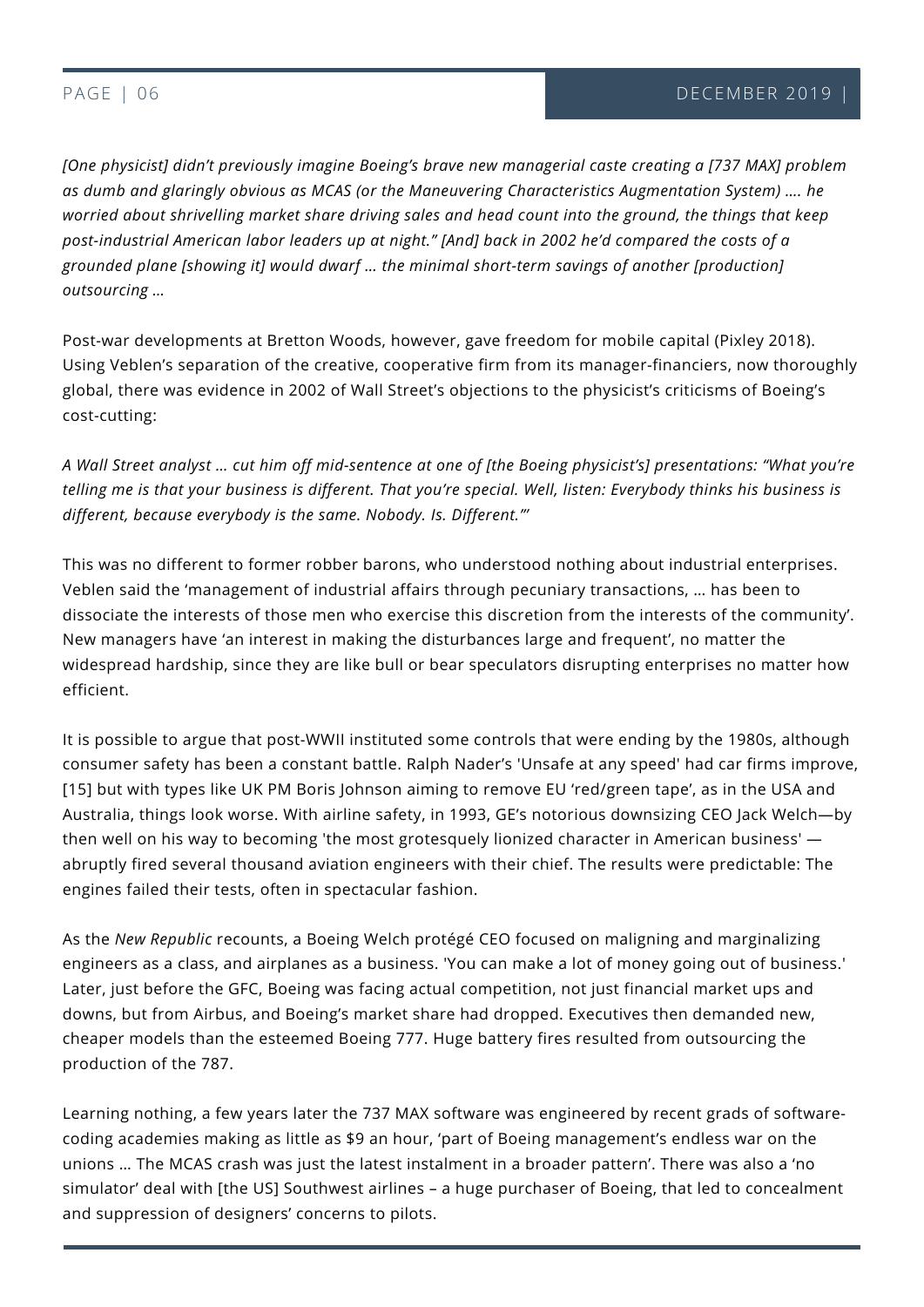*[One physicist] didn't previously imagine Boeing's brave new managerial caste creating a [737 MAX] problem as dumb and glaringly obvious as MCAS (or the Maneuvering Characteristics Augmentation System) …. he worried about shrivelling market share driving sales and head count into the ground, the things that keep post-industrial American labor leaders up at night." [And] back in 2002 he'd compared the costs of a grounded plane [showing it] would dwarf … the minimal short-term savings of another [production] outsourcing …*

Post-war developments at Bretton Woods, however, gave freedom for mobile capital (Pixley 2018). Using Veblen's separation of the creative, cooperative firm from its manager-financiers, now thoroughly global, there was evidence in 2002 of Wall Street's objections to the physicist's criticisms of Boeing's cost-cutting:

*A Wall Street analyst … cut him off mid-sentence at one of [the Boeing physicist's] presentations: "What you're telling me is that your business is different. That you're special. Well, listen: Everybody thinks his business is different, because everybody is the same. Nobody. Is. Different."'*

This was no different to former robber barons, who understood nothing about industrial enterprises. Veblen said the 'management of industrial affairs through pecuniary transactions, … has been to dissociate the interests of those men who exercise this discretion from the interests of the community'. New managers have 'an interest in making the disturbances large and frequent', no matter the widespread hardship, since they are like bull or bear speculators disrupting enterprises no matter how efficient.

It is possible to argue that post-WWII instituted some controls that were ending by the 1980s, although consumer safety has been a constant battle. Ralph Nader's 'Unsafe at any speed' had car firms improve, [15] but with types like UK PM Boris Johnson aiming to remove EU 'red/green tape', as in the USA and Australia, things look worse. With airline safety, in 1993, GE's notorious downsizing CEO Jack Welch—by then well on his way to becoming 'the most grotesquely lionized character in American business' — abruptly fired several thousand aviation engineers with their chief. The results were predictable: The engines failed their tests, often in spectacular fashion.

As the *New Republic* recounts, a Boeing Welch protégé CEO focused on maligning and marginalizing engineers as a class, and airplanes as a business. 'You can make a lot of money going out of business.' Later, just before the GFC, Boeing was facing actual competition, not just financial market ups and downs, but from Airbus, and Boeing's market share had dropped. Executives then demanded new, cheaper models than the esteemed Boeing 777. Huge battery fires resulted from outsourcing the production of the 787.

Learning nothing, a few years later the 737 MAX software was engineered by recent grads of software-coding academies making as little as $9 an hour, 'part of Boeing management's endless war on the unions … The MCAS crash was just the latest instalment in a broader pattern'. There was also a 'no simulator' deal with [the US] Southwest airlines – a huge purchaser of Boeing, that led to concealment and suppression of designers' concerns to pilots.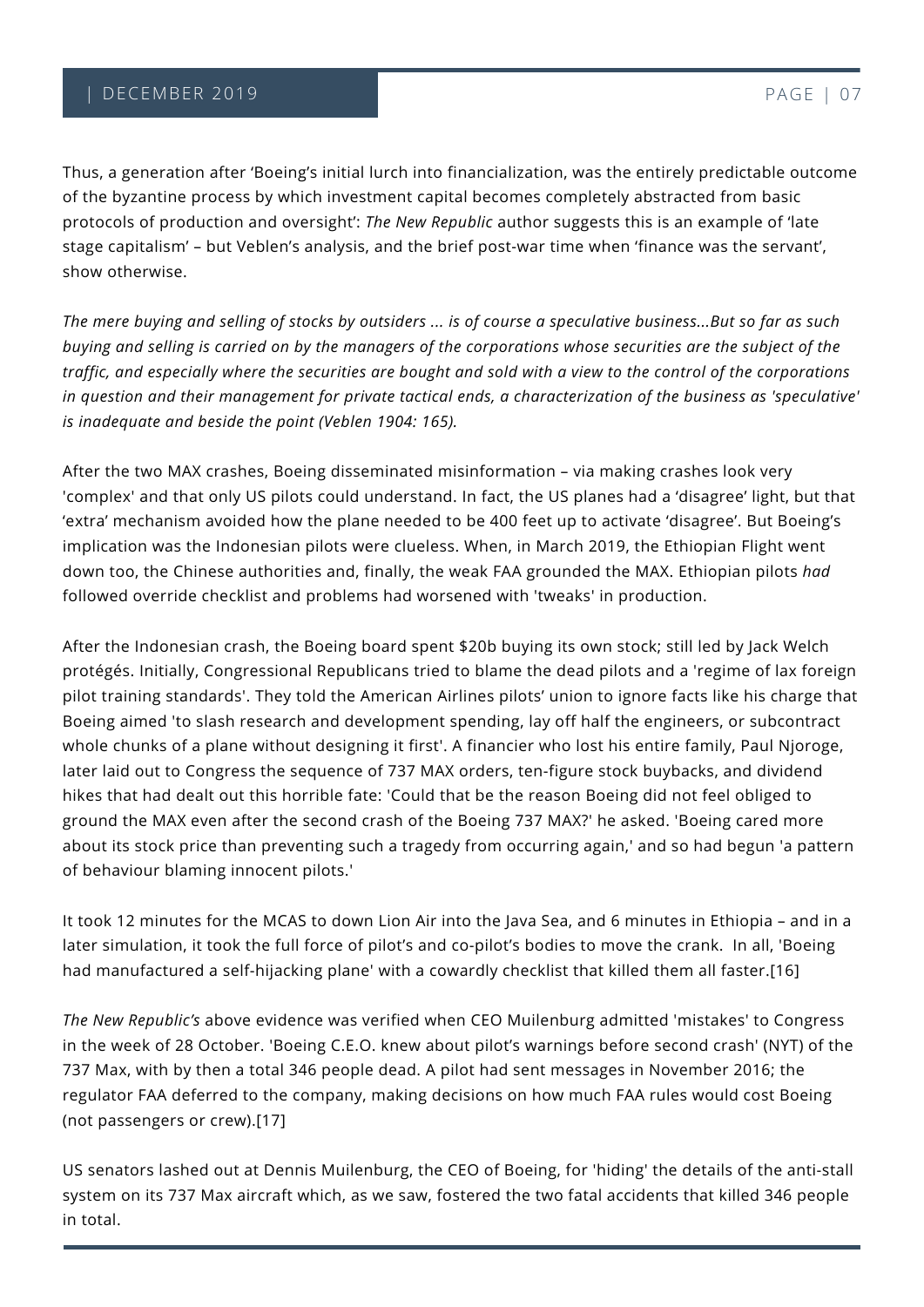Thus, a generation after 'Boeing's initial lurch into financialization, was the entirely predictable outcome of the byzantine process by which investment capital becomes completely abstracted from basic protocols of production and oversight': *The New Republic* author suggests this is an example of 'late stage capitalism' – but Veblen's analysis, and the brief post-war time when 'finance was the servant', show otherwise.

*The mere buying and selling of stocks by outsiders ... is of course a speculative business...But so far as such buying and selling is carried on by the managers of the corporations whose securities are the subject of the traffic, and especially where the securities are bought and sold with a view to the control of the corporations in question and their management for private tactical ends, a characterization of the business as 'speculative' is inadequate and beside the point (Veblen 1904: 165).*

After the two MAX crashes, Boeing disseminated misinformation – via making crashes look very 'complex' and that only US pilots could understand. In fact, the US planes had a 'disagree' light, but that 'extra' mechanism avoided how the plane needed to be 400 feet up to activate 'disagree'. But Boeing's implication was the Indonesian pilots were clueless. When, in March 2019, the Ethiopian Flight went down too, the Chinese authorities and, finally, the weak FAA grounded the MAX. Ethiopian pilots *had* followed override checklist and problems had worsened with 'tweaks' in production.

After the Indonesian crash, the Boeing board spent $20b buying its own stock; still led by Jack Welch protégés. Initially, Congressional Republicans tried to blame the dead pilots and a 'regime of lax foreign pilot training standards'. They told the American Airlines pilots' union to ignore facts like his charge that Boeing aimed 'to slash research and development spending, lay off half the engineers, or subcontract whole chunks of a plane without designing it first'. A financier who lost his entire family, Paul Njoroge, later laid out to Congress the sequence of 737 MAX orders, ten-figure stock buybacks, and dividend hikes that had dealt out this horrible fate: 'Could that be the reason Boeing did not feel obliged to ground the MAX even after the second crash of the Boeing 737 MAX?' he asked. 'Boeing cared more about its stock price than preventing such a tragedy from occurring again,' and so had begun 'a pattern of behaviour blaming innocent pilots.'

It took 12 minutes for the MCAS to down Lion Air into the Java Sea, and 6 minutes in Ethiopia – and in a later simulation, it took the full force of pilot's and co-pilot's bodies to move the crank. In all, 'Boeing had manufactured a self-hijacking plane' with a cowardly checklist that killed them all faster.[16]

*The New Republic's* above evidence was verified when CEO Muilenburg admitted 'mistakes' to Congress in the week of 28 October. 'Boeing C.E.O. knew about pilot's warnings before second crash' (NYT) of the 737 Max, with by then a total 346 people dead. A pilot had sent messages in November 2016; the regulator FAA deferred to the company, making decisions on how much FAA rules would cost Boeing (not passengers or crew).[17]

US senators lashed out at Dennis Muilenburg, the CEO of Boeing, for 'hiding' the details of the anti-stall system on its 737 Max aircraft which, as we saw, fostered the two fatal accidents that killed 346 people in total.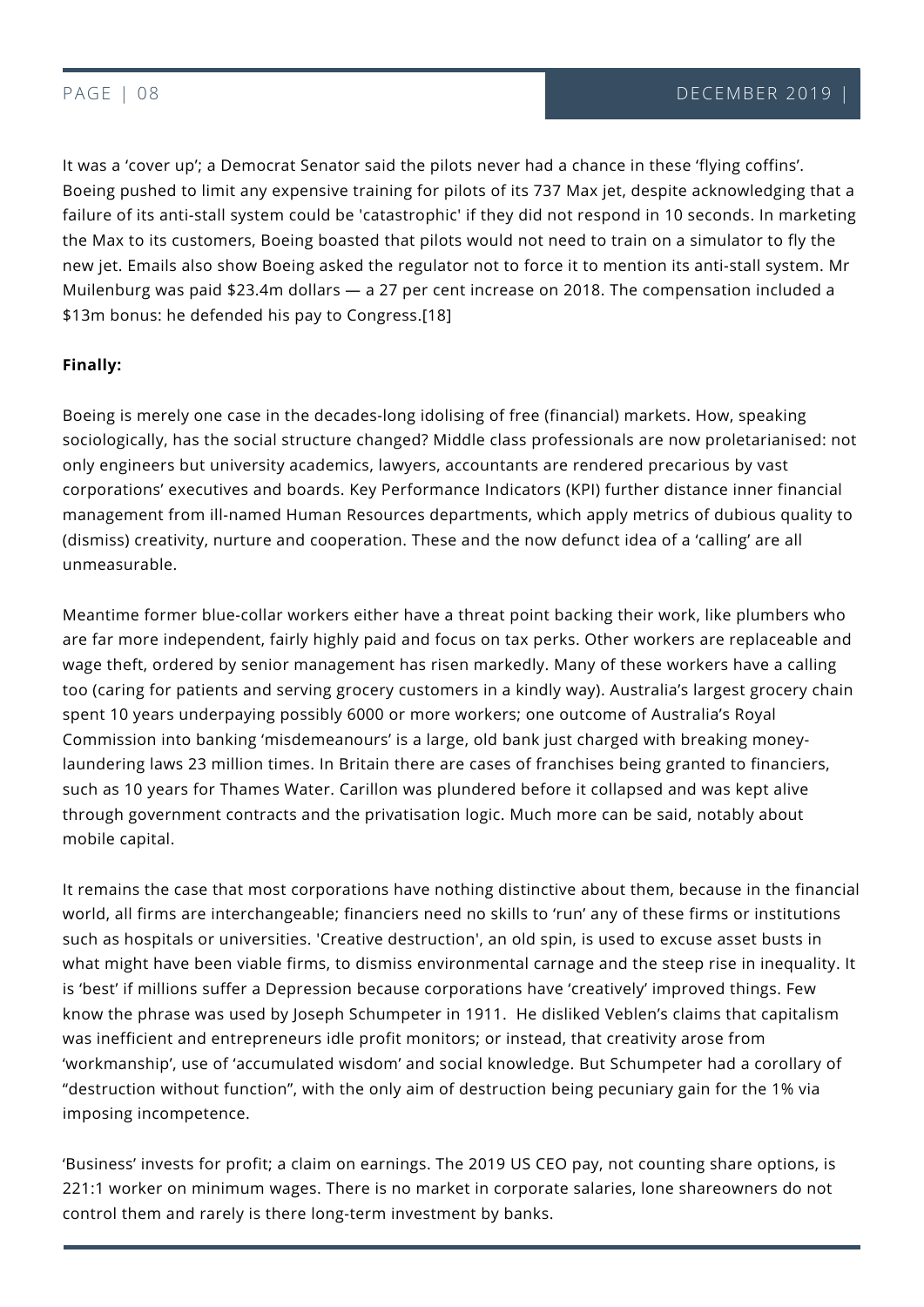It was a 'cover up'; a Democrat Senator said the pilots never had a chance in these 'flying coffins'. Boeing pushed to limit any expensive training for pilots of its 737 Max jet, despite acknowledging that a failure of its anti-stall system could be 'catastrophic' if they did not respond in 10 seconds. In marketing the Max to its customers, Boeing boasted that pilots would not need to train on a simulator to fly the new jet. Emails also show Boeing asked the regulator not to force it to mention its anti-stall system. Mr Muilenburg was paid $23.4m dollars — a 27 per cent increase on 2018. The compensation included a $13m bonus: he defended his pay to Congress.[18]

**Finally:**

Boeing is merely one case in the decades-long idolising of free (financial) markets. How, speaking sociologically, has the social structure changed? Middle class professionals are now proletarianised: not only engineers but university academics, lawyers, accountants are rendered precarious by vast corporations' executives and boards. Key Performance Indicators (KPI) further distance inner financial management from ill-named Human Resources departments, which apply metrics of dubious quality to (dismiss) creativity, nurture and cooperation. These and the now defunct idea of a 'calling' are all unmeasurable.

Meantime former blue-collar workers either have a threat point backing their work, like plumbers who are far more independent, fairly highly paid and focus on tax perks. Other workers are replaceable and wage theft, ordered by senior management has risen markedly. Many of these workers have a calling too (caring for patients and serving grocery customers in a kindly way). Australia's largest grocery chain spent 10 years underpaying possibly 6000 or more workers; one outcome of Australia's Royal Commission into banking 'misdemeanours' is a large, old bank just charged with breaking money-laundering laws 23 million times. In Britain there are cases of franchises being granted to financiers, such as 10 years for Thames Water. Carillon was plundered before it collapsed and was kept alive through government contracts and the privatisation logic. Much more can be said, notably about mobile capital.

It remains the case that most corporations have nothing distinctive about them, because in the financial world, all firms are interchangeable; financiers need no skills to 'run' any of these firms or institutions such as hospitals or universities. 'Creative destruction', an old spin, is used to excuse asset busts in what might have been viable firms, to dismiss environmental carnage and the steep rise in inequality. It is 'best' if millions suffer a Depression because corporations have 'creatively' improved things. Few know the phrase was used by Joseph Schumpeter in 1911. He disliked Veblen's claims that capitalism was inefficient and entrepreneurs idle profit monitors; or instead, that creativity arose from 'workmanship', use of 'accumulated wisdom' and social knowledge. But Schumpeter had a corollary of "destruction without function", with the only aim of destruction being pecuniary gain for the 1% via imposing incompetence.

'Business' invests for profit; a claim on earnings. The 2019 US CEO pay, not counting share options, is 221:1 worker on minimum wages. There is no market in corporate salaries, lone shareowners do not control them and rarely is there long-term investment by banks.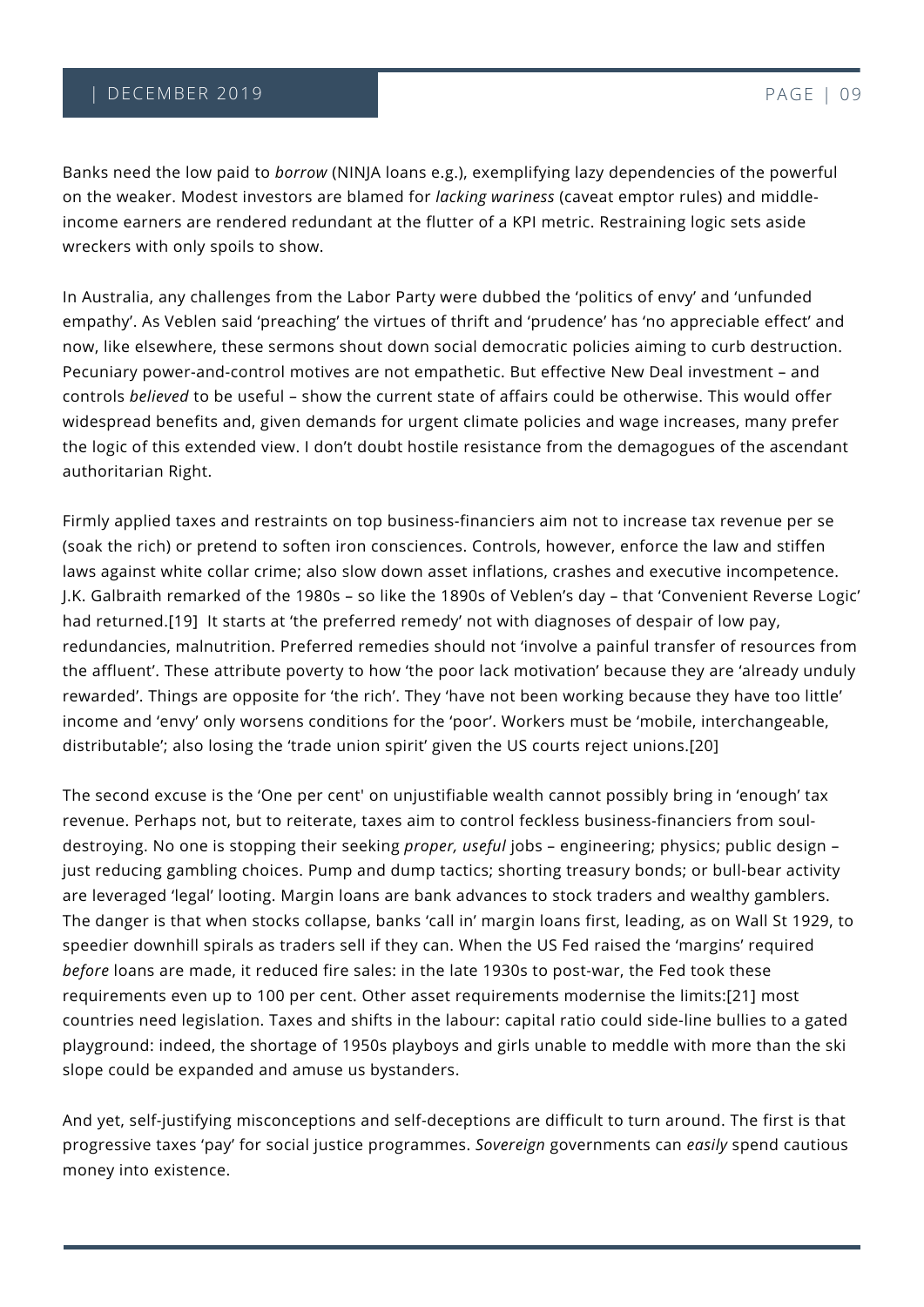Banks need the low paid to *borrow* (NINJA loans e.g.), exemplifying lazy dependencies of the powerful on the weaker. Modest investors are blamed for *lacking wariness* (caveat emptor rules) and middle-income earners are rendered redundant at the flutter of a KPI metric. Restraining logic sets aside wreckers with only spoils to show.

In Australia, any challenges from the Labor Party were dubbed the 'politics of envy' and 'unfunded empathy'. As Veblen said 'preaching' the virtues of thrift and 'prudence' has 'no appreciable effect' and now, like elsewhere, these sermons shout down social democratic policies aiming to curb destruction. Pecuniary power-and-control motives are not empathetic. But effective New Deal investment – and controls *believed* to be useful – show the current state of affairs could be otherwise. This would offer widespread benefits and, given demands for urgent climate policies and wage increases, many prefer the logic of this extended view. I don't doubt hostile resistance from the demagogues of the ascendant authoritarian Right.

Firmly applied taxes and restraints on top business-financiers aim not to increase tax revenue per se (soak the rich) or pretend to soften iron consciences. Controls, however, enforce the law and stiffen laws against white collar crime; also slow down asset inflations, crashes and executive incompetence. J.K. Galbraith remarked of the 1980s – so like the 1890s of Veblen's day – that 'Convenient Reverse Logic' had returned.[19] It starts at 'the preferred remedy' not with diagnoses of despair of low pay, redundancies, malnutrition. Preferred remedies should not 'involve a painful transfer of resources from the affluent'. These attribute poverty to how 'the poor lack motivation' because they are 'already unduly rewarded'. Things are opposite for 'the rich'. They 'have not been working because they have too little' income and 'envy' only worsens conditions for the 'poor'. Workers must be 'mobile, interchangeable, distributable'; also losing the 'trade union spirit' given the US courts reject unions.[20]

The second excuse is the 'One per cent' on unjustifiable wealth cannot possibly bring in 'enough' tax revenue. Perhaps not, but to reiterate, taxes aim to control feckless business-financiers from soul-destroying. No one is stopping their seeking *proper, useful* jobs – engineering; physics; public design – just reducing gambling choices. Pump and dump tactics; shorting treasury bonds; or bull-bear activity are leveraged 'legal' looting. Margin loans are bank advances to stock traders and wealthy gamblers. The danger is that when stocks collapse, banks 'call in' margin loans first, leading, as on Wall St 1929, to speedier downhill spirals as traders sell if they can. When the US Fed raised the 'margins' required *before* loans are made, it reduced fire sales: in the late 1930s to post-war, the Fed took these requirements even up to 100 per cent. Other asset requirements modernise the limits:[21] most countries need legislation. Taxes and shifts in the labour: capital ratio could side-line bullies to a gated playground: indeed, the shortage of 1950s playboys and girls unable to meddle with more than the ski slope could be expanded and amuse us bystanders.

And yet, self-justifying misconceptions and self-deceptions are difficult to turn around. The first is that progressive taxes 'pay' for social justice programmes. *Sovereign* governments can *easily* spend cautious money into existence.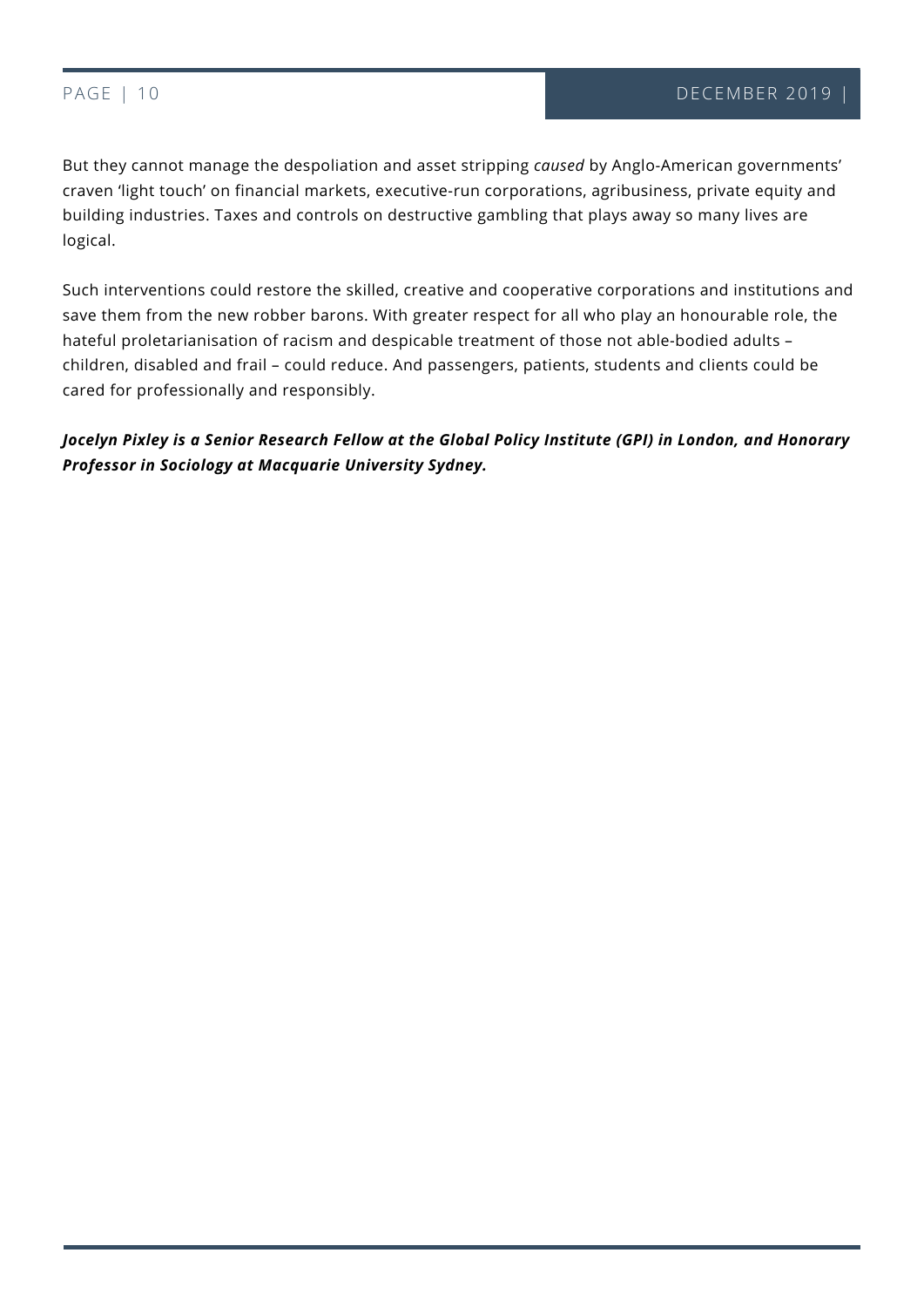But they cannot manage the despoliation and asset stripping *caused* by Anglo-American governments' craven 'light touch' on financial markets, executive-run corporations, agribusiness, private equity and building industries. Taxes and controls on destructive gambling that plays away so many lives are logical.

Such interventions could restore the skilled, creative and cooperative corporations and institutions and save them from the new robber barons. With greater respect for all who play an honourable role, the hateful proletarianisation of racism and despicable treatment of those not able-bodied adults – children, disabled and frail – could reduce. And passengers, patients, students and clients could be cared for professionally and responsibly.

***Jocelyn Pixley is a Senior Research Fellow at the Global Policy Institute (GPI) in London, and Honorary Professor in Sociology at Macquarie University Sydney.***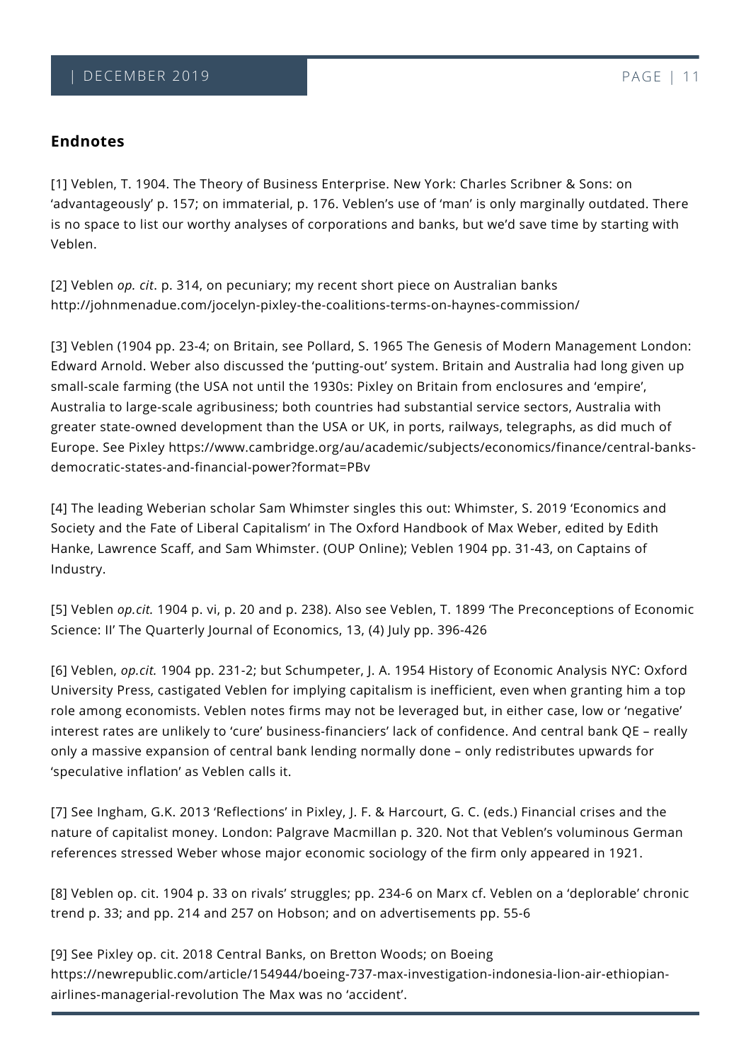## Endnotes

[1] Veblen, T. 1904. The Theory of Business Enterprise. New York: Charles Scribner & Sons: on 'advantageously' p. 157; on immaterial, p. 176. Veblen's use of 'man' is only marginally outdated. There is no space to list our worthy analyses of corporations and banks, but we'd save time by starting with Veblen.

[2] Veblen *op. cit*. p. 314, on pecuniary; my recent short piece on Australian banks http://johnmenadue.com/jocelyn-pixley-the-coalitions-terms-on-haynes-commission/

[3] Veblen (1904 pp. 23-4; on Britain, see Pollard, S. 1965 The Genesis of Modern Management London: Edward Arnold. Weber also discussed the 'putting-out' system. Britain and Australia had long given up small-scale farming (the USA not until the 1930s: Pixley on Britain from enclosures and 'empire', Australia to large-scale agribusiness; both countries had substantial service sectors, Australia with greater state-owned development than the USA or UK, in ports, railways, telegraphs, as did much of Europe. See Pixley https://www.cambridge.org/au/academic/subjects/economics/finance/central-banks-democratic-states-and-financial-power?format=PBv

[4] The leading Weberian scholar Sam Whimster singles this out: Whimster, S. 2019 'Economics and Society and the Fate of Liberal Capitalism' in The Oxford Handbook of Max Weber, edited by Edith Hanke, Lawrence Scaff, and Sam Whimster. (OUP Online); Veblen 1904 pp. 31-43, on Captains of Industry.

[5] Veblen *op.cit.* 1904 p. vi, p. 20 and p. 238). Also see Veblen, T. 1899 'The Preconceptions of Economic Science: II' The Quarterly Journal of Economics, 13, (4) July pp. 396-426

[6] Veblen, *op.cit.* 1904 pp. 231-2; but Schumpeter, J. A. 1954 History of Economic Analysis NYC: Oxford University Press, castigated Veblen for implying capitalism is inefficient, even when granting him a top role among economists. Veblen notes firms may not be leveraged but, in either case, low or 'negative' interest rates are unlikely to 'cure' business-financiers' lack of confidence. And central bank QE – really only a massive expansion of central bank lending normally done – only redistributes upwards for 'speculative inflation' as Veblen calls it.

[7] See Ingham, G.K. 2013 'Reflections' in Pixley, J. F. & Harcourt, G. C. (eds.) Financial crises and the nature of capitalist money. London: Palgrave Macmillan p. 320. Not that Veblen's voluminous German references stressed Weber whose major economic sociology of the firm only appeared in 1921.

[8] Veblen op. cit. 1904 p. 33 on rivals' struggles; pp. 234-6 on Marx cf. Veblen on a 'deplorable' chronic trend p. 33; and pp. 214 and 257 on Hobson; and on advertisements pp. 55-6

[9] See Pixley op. cit. 2018 Central Banks, on Bretton Woods; on Boeing https://newrepublic.com/article/154944/boeing-737-max-investigation-indonesia-lion-air-ethiopian-airlines-managerial-revolution The Max was no 'accident'.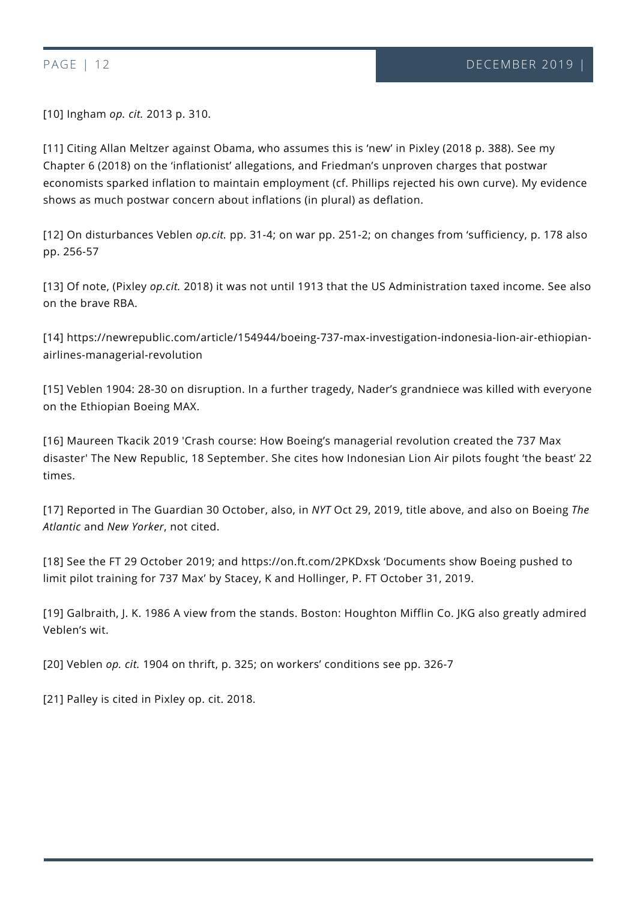[10] Ingham *op. cit.* 2013 p. 310.

[11] Citing Allan Meltzer against Obama, who assumes this is 'new' in Pixley (2018 p. 388). See my Chapter 6 (2018) on the 'inflationist' allegations, and Friedman's unproven charges that postwar economists sparked inflation to maintain employment (cf. Phillips rejected his own curve). My evidence shows as much postwar concern about inflations (in plural) as deflation.

[12] On disturbances Veblen *op.cit.* pp. 31-4; on war pp. 251-2; on changes from 'sufficiency, p. 178 also pp. 256-57

[13] Of note, (Pixley *op.cit.* 2018) it was not until 1913 that the US Administration taxed income. See also on the brave RBA.

[14] https://newrepublic.com/article/154944/boeing-737-max-investigation-indonesia-lion-air-ethiopian-airlines-managerial-revolution

[15] Veblen 1904: 28-30 on disruption. In a further tragedy, Nader's grandniece was killed with everyone on the Ethiopian Boeing MAX.

[16] Maureen Tkacik 2019 'Crash course: How Boeing's managerial revolution created the 737 Max disaster' The New Republic, 18 September. She cites how Indonesian Lion Air pilots fought 'the beast' 22 times.

[17] Reported in The Guardian 30 October, also, in *NYT* Oct 29, 2019, title above, and also on Boeing *The Atlantic* and *New Yorker*, not cited.

[18] See the FT 29 October 2019; and https://on.ft.com/2PKDxsk 'Documents show Boeing pushed to limit pilot training for 737 Max' by Stacey, K and Hollinger, P. FT October 31, 2019.

[19] Galbraith, J. K. 1986 A view from the stands. Boston: Houghton Mifflin Co. JKG also greatly admired Veblen's wit.

[20] Veblen *op. cit.* 1904 on thrift, p. 325; on workers' conditions see pp. 326-7

[21] Palley is cited in Pixley op. cit. 2018.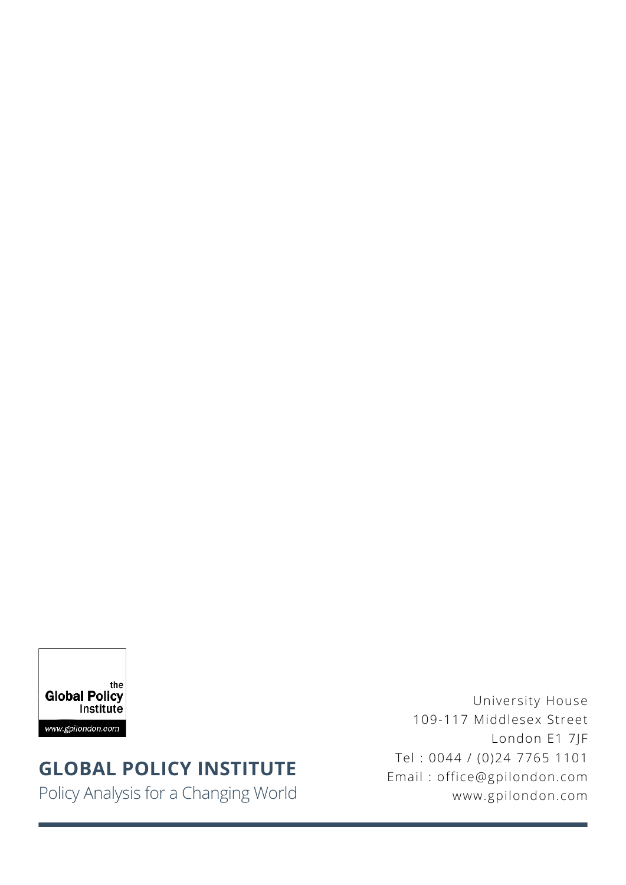the
Global Policy
Institute
www.gpilondon.com

**GLOBAL POLICY INSTITUTE**

Policy Analysis for a Changing World

University House
109-117 Middlesex Street
London E1 7JF
Tel : 0044 / (0)24 7765 1101
Email : office@gpilondon.com
www.gpilondon.com